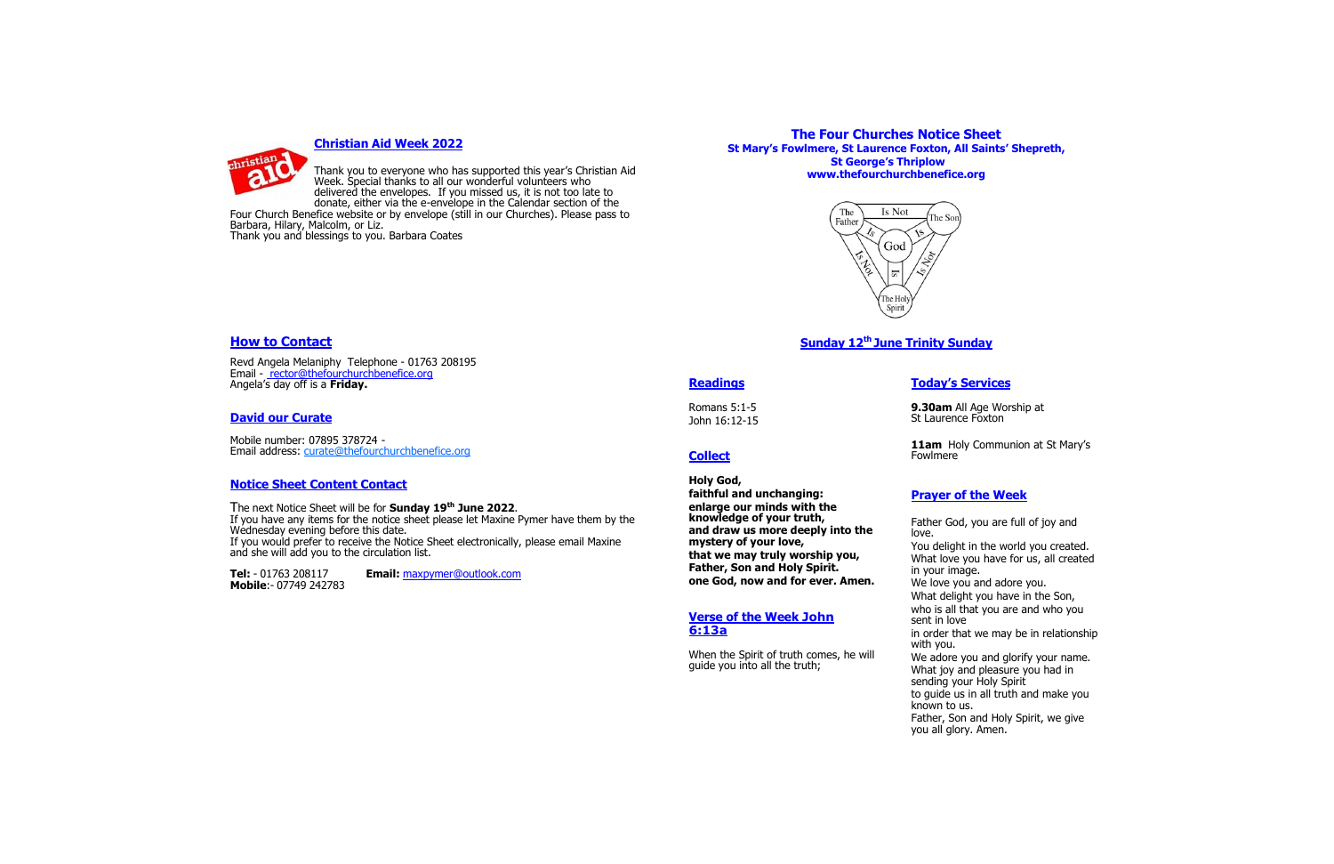## Christian Aid Week 2022

Thank you to everyone who has supported this year's Christian Aid Week. Special thanks to all our wonderful volunteers who delivered the envelopes. If you missed us, it is not too late to donate, either via the e-envelope in the Calendar section of the Four Church Benefice website or by envelope (still in our Churches). Please pass to Barbara, Hilary, Malcolm, or Liz.
Thank you and blessings to you. Barbara Coates

## How to Contact

Revd Angela Melaniphy Telephone - 01763 208195
Email - rector@thefourchurchbenefice.org
Angela's day off is a **Friday.**

## David our Curate

Mobile number: 07895 378724 -
Email address: curate@thefourchurchbenefice.org

## Notice Sheet Content Contact

The next Notice Sheet will be for **Sunday 19th June 2022**.
If you have any items for the notice sheet please let Maxine Pymer have them by the Wednesday evening before this date.
If you would prefer to receive the Notice Sheet electronically, please email Maxine and she will add you to the circulation list.

**Tel:** - 01763 208117 **Email:** maxpymer@outlook.com
**Mobile**:- 07749 242783

# The Four Churches Notice Sheet

**St Mary's Fowlmere, St Laurence Foxton, All Saints' Shepreth, St George's Thriplow**
**www.thefourchurchbenefice.org**

The Father — Is Not — The Son
Is — God — Is
Is Not — Is — Is Not
The Holy Spirit

## Sunday 12th June Trinity Sunday

## Readings

Romans 5:1-5
John 16:12-15

## Collect

**Holy God,**
**faithful and unchanging:**
**enlarge our minds with the knowledge of your truth,**
**and draw us more deeply into the mystery of your love,**
**that we may truly worship you,**
**Father, Son and Holy Spirit.**
**one God, now and for ever. Amen.**

## Verse of the Week John 6:13a

When the Spirit of truth comes, he will guide you into all the truth;

## Today's Services

**9.30am** All Age Worship at St Laurence Foxton

**11am** Holy Communion at St Mary's Fowlmere

## Prayer of the Week

Father God, you are full of joy and love.
You delight in the world you created.
What love you have for us, all created in your image.
We love you and adore you.
What delight you have in the Son,
who is all that you are and who you sent in love
in order that we may be in relationship with you.
We adore you and glorify your name.
What joy and pleasure you had in sending your Holy Spirit
to guide us in all truth and make you known to us.
Father, Son and Holy Spirit, we give you all glory. Amen.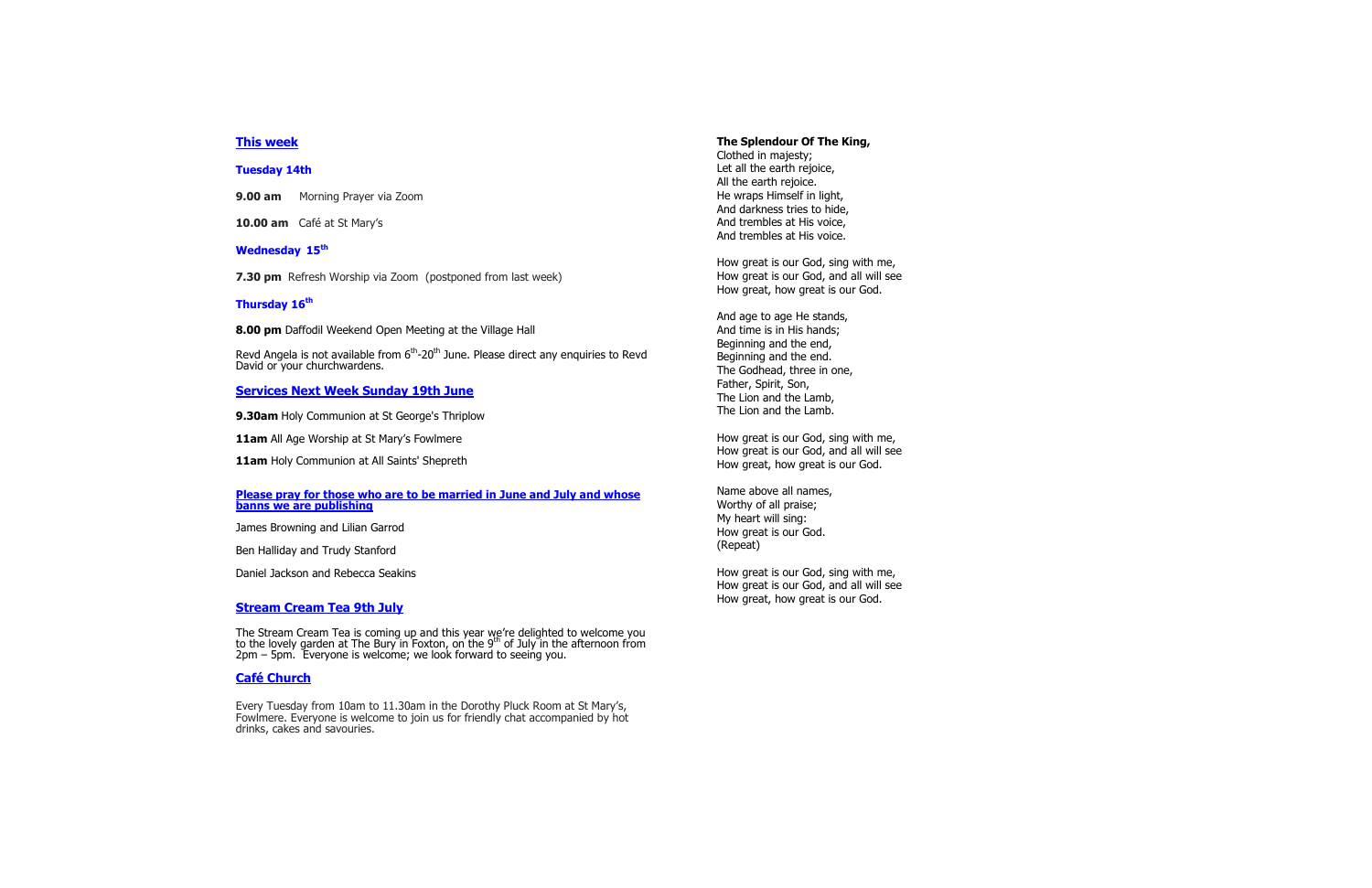## This week

### Tuesday 14th

**9.00 am** Morning Prayer via Zoom

**10.00 am** Café at St Mary's

### Wednesday 15th

**7.30 pm** Refresh Worship via Zoom (postponed from last week)

### Thursday 16th

**8.00 pm** Daffodil Weekend Open Meeting at the Village Hall

Revd Angela is not available from 6th-20th June. Please direct any enquiries to Revd David or your churchwardens.

## Services Next Week Sunday 19th June

**9.30am** Holy Communion at St George's Thriplow

**11am** All Age Worship at St Mary's Fowlmere

**11am** Holy Communion at All Saints' Shepreth

### Please pray for those who are to be married in June and July and whose banns we are publishing

James Browning and Lilian Garrod

Ben Halliday and Trudy Stanford

Daniel Jackson and Rebecca Seakins

## Stream Cream Tea 9th July

The Stream Cream Tea is coming up and this year we're delighted to welcome you to the lovely garden at The Bury in Foxton, on the 9th of July in the afternoon from 2pm – 5pm. Everyone is welcome; we look forward to seeing you.

## Café Church

Every Tuesday from 10am to 11.30am in the Dorothy Pluck Room at St Mary's, Fowlmere. Everyone is welcome to join us for friendly chat accompanied by hot drinks, cakes and savouries.

**The Splendour Of The King,**
Clothed in majesty;
Let all the earth rejoice,
All the earth rejoice.
He wraps Himself in light,
And darkness tries to hide,
And trembles at His voice,
And trembles at His voice.

How great is our God, sing with me,
How great is our God, and all will see
How great, how great is our God.

And age to age He stands,
And time is in His hands;
Beginning and the end,
Beginning and the end.
The Godhead, three in one,
Father, Spirit, Son,
The Lion and the Lamb,
The Lion and the Lamb.

How great is our God, sing with me,
How great is our God, and all will see
How great, how great is our God.

Name above all names,
Worthy of all praise;
My heart will sing:
How great is our God.
(Repeat)

How great is our God, sing with me,
How great is our God, and all will see
How great, how great is our God.